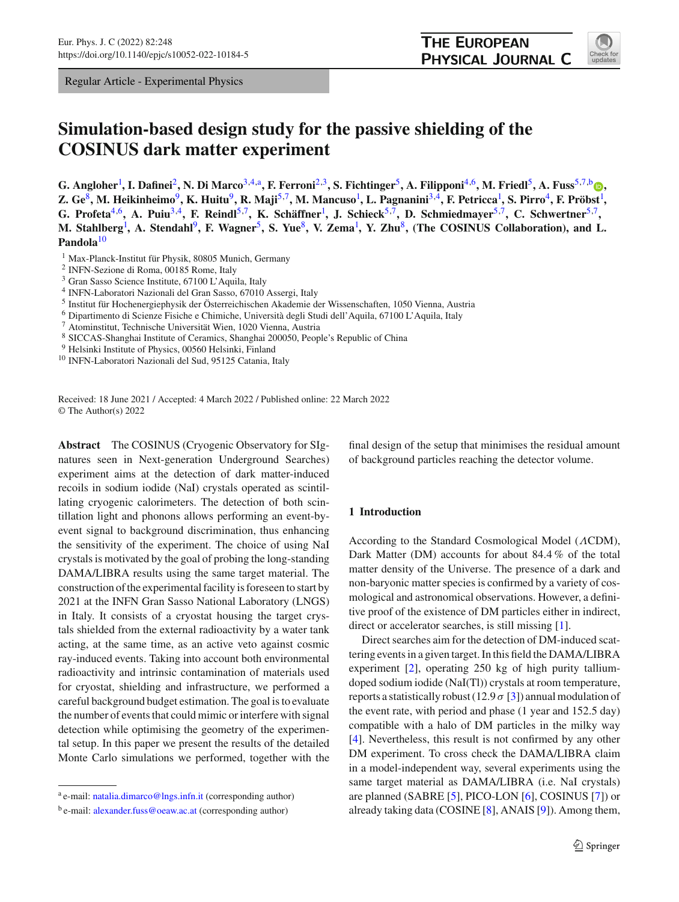Regular Article - Experimental Physics

# Simulation-based design study for the passive shielding of the COSINUS dark matter experiment

**G. Angloher[1], I. Dafinei[2], N. Di Marco[3,4,a], F. Ferroni[2,3], S. Fichtinger[5], A. Filipponi[4,6], M. Friedl[5], A. Fuss[5,7,b], Z. Ge[8], M. Heikinheimo[9], K. Huitu[9], R. Maji[5,7], M. Mancuso[1], L. Pagnanini[3,4], F. Petricca[1], S. Pirro[4], F. Pröbst[1], G. Profeta[4,6], A. Puiu[3,4], F. Reindl[5,7], K. Schäffner[1], J. Schieck[5,7], D. Schmiedmayer[5,7], C. Schwertner[5,7], M. Stahlberg[1], A. Stendahl[9], F. Wagner[5], S. Yue[8], V. Zema[1], Y. Zhu[8], (The COSINUS Collaboration), and L. Pandola[10]**

[1] Max-Planck-Institut für Physik, 80805 Munich, Germany
[2] INFN-Sezione di Roma, 00185 Rome, Italy
[3] Gran Sasso Science Institute, 67100 L'Aquila, Italy
[4] INFN-Laboratori Nazionali del Gran Sasso, 67010 Assergi, Italy
[5] Institut für Hochenergiephysik der Österreichischen Akademie der Wissenschaften, 1050 Vienna, Austria
[6] Dipartimento di Scienze Fisiche e Chimiche, Università degli Studi dell'Aquila, 67100 L'Aquila, Italy
[7] Atominstitut, Technische Universität Wien, 1020 Vienna, Austria
[8] SICCAS-Shanghai Institute of Ceramics, Shanghai 200050, People's Republic of China
[9] Helsinki Institute of Physics, 00560 Helsinki, Finland
[10] INFN-Laboratori Nazionali del Sud, 95125 Catania, Italy

Received: 18 June 2021 / Accepted: 4 March 2022 / Published online: 22 March 2022
© The Author(s) 2022

**Abstract** The COSINUS (Cryogenic Observatory for SIgnatures seen in Next-generation Underground Searches) experiment aims at the detection of dark matter-induced recoils in sodium iodide (NaI) crystals operated as scintillating cryogenic calorimeters. The detection of both scintillation light and phonons allows performing an event-by-event signal to background discrimination, thus enhancing the sensitivity of the experiment. The choice of using NaI crystals is motivated by the goal of probing the long-standing DAMA/LIBRA results using the same target material. The construction of the experimental facility is foreseen to start by 2021 at the INFN Gran Sasso National Laboratory (LNGS) in Italy. It consists of a cryostat housing the target crystals shielded from the external radioactivity by a water tank acting, at the same time, as an active veto against cosmic ray-induced events. Taking into account both environmental radioactivity and intrinsic contamination of materials used for cryostat, shielding and infrastructure, we performed a careful background budget estimation. The goal is to evaluate the number of events that could mimic or interfere with signal detection while optimising the geometry of the experimental setup. In this paper we present the results of the detailed Monte Carlo simulations we performed, together with the final design of the setup that minimises the residual amount of background particles reaching the detector volume.

## 1 Introduction

According to the Standard Cosmological Model ($\Lambda$CDM), Dark Matter (DM) accounts for about 84.4 % of the total matter density of the Universe. The presence of a dark and non-baryonic matter species is confirmed by a variety of cosmological and astronomical observations. However, a definitive proof of the existence of DM particles either in indirect, direct or accelerator searches, is still missing [1].

Direct searches aim for the detection of DM-induced scattering events in a given target. In this field the DAMA/LIBRA experiment [2], operating 250 kg of high purity tallium-doped sodium iodide (NaI(Tl)) crystals at room temperature, reports a statistically robust ($12.9\,\sigma$ [3]) annual modulation of the event rate, with period and phase (1 year and 152.5 day) compatible with a halo of DM particles in the milky way [4]. Nevertheless, this result is not confirmed by any other DM experiment. To cross check the DAMA/LIBRA claim in a model-independent way, several experiments using the same target material as DAMA/LIBRA (i.e. NaI crystals) are planned (SABRE [5], PICO-LON [6], COSINUS [7]) or already taking data (COSINE [8], ANAIS [9]). Among them,

[a] e-mail: natalia.dimarco@lngs.infn.it (corresponding author)
[b] e-mail: alexander.fuss@oeaw.ac.at (corresponding author)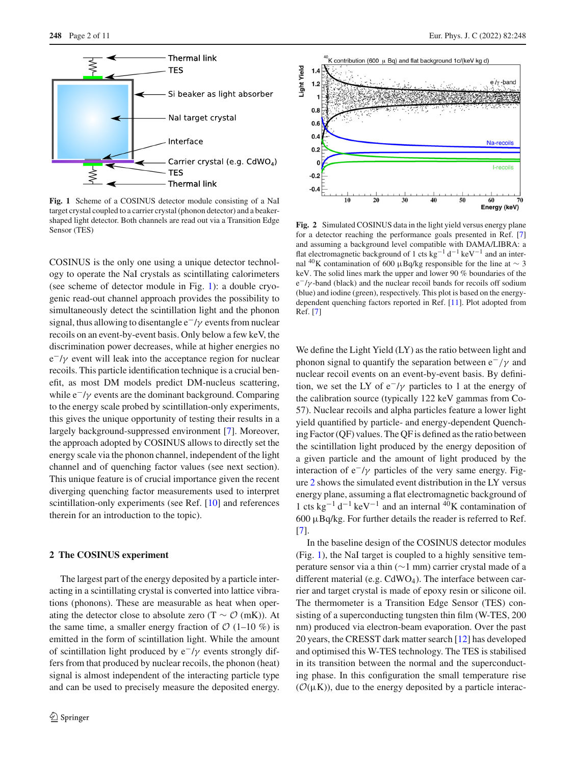Thermal link

TES

Si beaker as light absorber

NaI target crystal

Interface

Carrier crystal (e.g. $CdWO_4$)

TES

Thermal link

**Fig. 1** Scheme of a COSINUS detector module consisting of a NaI target crystal coupled to a carrier crystal (phonon detector) and a beaker-shaped light detector. Both channels are read out via a Transition Edge Sensor (TES)

COSINUS is the only one using a unique detector technology to operate the NaI crystals as scintillating calorimeters (see scheme of detector module in Fig. 1): a double cryogenic read-out channel approach provides the possibility to simultaneously detect the scintillation light and the phonon signal, thus allowing to disentangle $e^-/\gamma$ events from nuclear recoils on an event-by-event basis. Only below a few keV, the discrimination power decreases, while at higher energies no $e^-/\gamma$ event will leak into the acceptance region for nuclear recoils. This particle identification technique is a crucial benefit, as most DM models predict DM-nucleus scattering, while $e^-/\gamma$ events are the dominant background. Comparing to the energy scale probed by scintillation-only experiments, this gives the unique opportunity of testing their results in a largely background-suppressed environment [7]. Moreover, the approach adopted by COSINUS allows to directly set the energy scale via the phonon channel, independent of the light channel and of quenching factor values (see next section). This unique feature is of crucial importance given the recent diverging quenching factor measurements used to interpret scintillation-only experiments (see Ref. [10] and references therein for an introduction to the topic).

## 2 The COSINUS experiment

The largest part of the energy deposited by a particle interacting in a scintillating crystal is converted into lattice vibrations (phonons). These are measurable as heat when operating the detector close to absolute zero (T $\sim \mathcal{O}$ (mK)). At the same time, a smaller energy fraction of $\mathcal{O}$ (1–10 %) is emitted in the form of scintillation light. While the amount of scintillation light produced by $e^-/\gamma$ events strongly differs from that produced by nuclear recoils, the phonon (heat) signal is almost independent of the interacting particle type and can be used to precisely measure the deposited energy.

$^{40}$K contribution (600 µ Bq) and flat background 1c/(keV kg d)

Light Yield

1.4
1.2
1
0.8
0.6
0.4
0.2
0
-0.2
-0.4

e⁻/γ -band

Na-recoils

I-recoils

10 20 30 40 50 60 70

Energy (keV)

**Fig. 2** Simulated COSINUS data in the light yield versus energy plane for a detector reaching the performance goals presented in Ref. [7] and assuming a background level compatible with DAMA/LIBRA: a flat electromagnetic background of 1 cts $kg^{-1}$ $d^{-1}$ $keV^{-1}$ and an internal $^{40}$K contamination of 600 µBq/kg responsible for the line at ∼ 3 keV. The solid lines mark the upper and lower 90 % boundaries of the $e^-/\gamma$-band (black) and the nuclear recoil bands for recoils off sodium (blue) and iodine (green), respectively. This plot is based on the energy-dependent quenching factors reported in Ref. [11]. Plot adopted from Ref. [7]

We define the Light Yield (LY) as the ratio between light and phonon signal to quantify the separation between $e^-/\gamma$ and nuclear recoil events on an event-by-event basis. By definition, we set the LY of $e^-/\gamma$ particles to 1 at the energy of the calibration source (typically 122 keV gammas from Co-57). Nuclear recoils and alpha particles feature a lower light yield quantified by particle- and energy-dependent Quenching Factor (QF) values. The QF is defined as the ratio between the scintillation light produced by the energy deposition of a given particle and the amount of light produced by the interaction of $e^-/\gamma$ particles of the very same energy. Figure 2 shows the simulated event distribution in the LY versus energy plane, assuming a flat electromagnetic background of 1 cts $kg^{-1}$ $d^{-1}$ $keV^{-1}$ and an internal $^{40}$K contamination of 600 µBq/kg. For further details the reader is referred to Ref. [7].

In the baseline design of the COSINUS detector modules (Fig. 1), the NaI target is coupled to a highly sensitive temperature sensor via a thin (∼1 mm) carrier crystal made of a different material (e.g. $CdWO_4$). The interface between carrier and target crystal is made of epoxy resin or silicone oil. The thermometer is a Transition Edge Sensor (TES) consisting of a superconducting tungsten thin film (W-TES, 200 nm) produced via electron-beam evaporation. Over the past 20 years, the CRESST dark matter search [12] has developed and optimised this W-TES technology. The TES is stabilised in its transition between the normal and the superconducting phase. In this configuration the small temperature rise ($\mathcal{O}$(µK)), due to the energy deposited by a particle interac-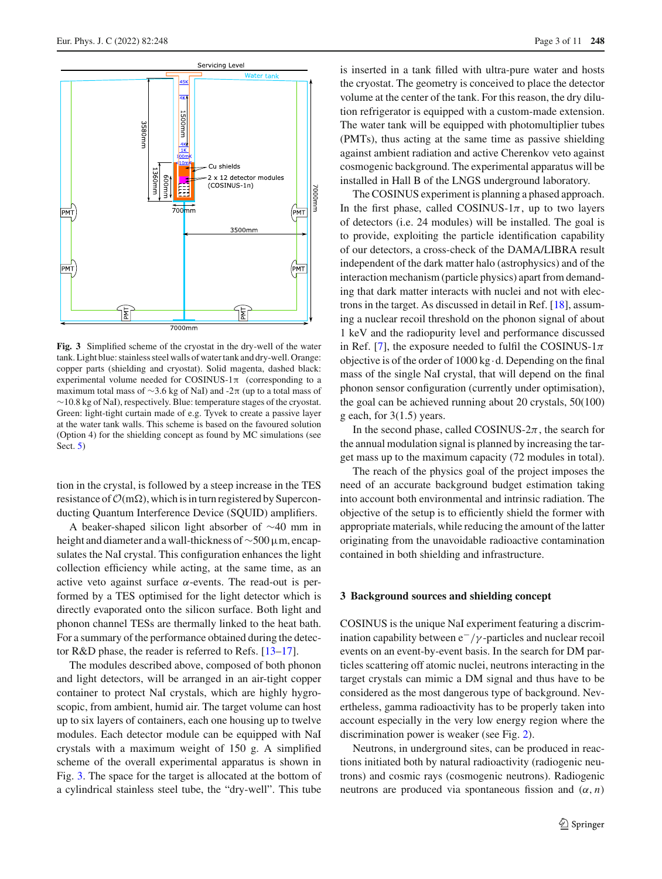Fig. 3 Simplified scheme of the cryostat in the dry-well of the water tank. Light blue: stainless steel walls of water tank and dry-well. Orange: copper parts (shielding and cryostat). Solid magenta, dashed black: experimental volume needed for COSINUS-1$\pi$ (corresponding to a maximum total mass of ~3.6 kg of NaI) and -2$\pi$ (up to a total mass of ~10.8 kg of NaI), respectively. Blue: temperature stages of the cryostat. Green: light-tight curtain made of e.g. Tyvek to create a passive layer at the water tank walls. This scheme is based on the favoured solution (Option 4) for the shielding concept as found by MC simulations (see Sect. 5)

tion in the crystal, is followed by a steep increase in the TES resistance of $\mathcal{O}$(m$\Omega$), which is in turn registered by Superconducting Quantum Interference Device (SQUID) amplifiers.

A beaker-shaped silicon light absorber of ~40 mm in height and diameter and a wall-thickness of ~500 $\mu$m, encapsulates the NaI crystal. This configuration enhances the light collection efficiency while acting, at the same time, as an active veto against surface $\alpha$-events. The read-out is performed by a TES optimised for the light detector which is directly evaporated onto the silicon surface. Both light and phonon channel TESs are thermally linked to the heat bath. For a summary of the performance obtained during the detector R&D phase, the reader is referred to Refs. [13–17].

The modules described above, composed of both phonon and light detectors, will be arranged in an air-tight copper container to protect NaI crystals, which are highly hygroscopic, from ambient, humid air. The target volume can host up to six layers of containers, each one housing up to twelve modules. Each detector module can be equipped with NaI crystals with a maximum weight of 150 g. A simplified scheme of the overall experimental apparatus is shown in Fig. 3. The space for the target is allocated at the bottom of a cylindrical stainless steel tube, the "dry-well". This tube is inserted in a tank filled with ultra-pure water and hosts the cryostat. The geometry is conceived to place the detector volume at the center of the tank. For this reason, the dry dilution refrigerator is equipped with a custom-made extension. The water tank will be equipped with photomultiplier tubes (PMTs), thus acting at the same time as passive shielding against ambient radiation and active Cherenkov veto against cosmogenic background. The experimental apparatus will be installed in Hall B of the LNGS underground laboratory.

The COSINUS experiment is planning a phased approach. In the first phase, called COSINUS-1$\pi$, up to two layers of detectors (i.e. 24 modules) will be installed. The goal is to provide, exploiting the particle identification capability of our detectors, a cross-check of the DAMA/LIBRA result independent of the dark matter halo (astrophysics) and of the interaction mechanism (particle physics) apart from demanding that dark matter interacts with nuclei and not with electrons in the target. As discussed in detail in Ref. [18], assuming a nuclear recoil threshold on the phonon signal of about 1 keV and the radiopurity level and performance discussed in Ref. [7], the exposure needed to fulfil the COSINUS-1$\pi$ objective is of the order of 1000 kg$\cdot$d. Depending on the final mass of the single NaI crystal, that will depend on the final phonon sensor configuration (currently under optimisation), the goal can be achieved running about 20 crystals, 50(100) g each, for 3(1.5) years.

In the second phase, called COSINUS-2$\pi$, the search for the annual modulation signal is planned by increasing the target mass up to the maximum capacity (72 modules in total).

The reach of the physics goal of the project imposes the need of an accurate background budget estimation taking into account both environmental and intrinsic radiation. The objective of the setup is to efficiently shield the former with appropriate materials, while reducing the amount of the latter originating from the unavoidable radioactive contamination contained in both shielding and infrastructure.

## 3 Background sources and shielding concept

COSINUS is the unique NaI experiment featuring a discrimination capability between $e^-/\gamma$-particles and nuclear recoil events on an event-by-event basis. In the search for DM particles scattering off atomic nuclei, neutrons interacting in the target crystals can mimic a DM signal and thus have to be considered as the most dangerous type of background. Nevertheless, gamma radioactivity has to be properly taken into account especially in the very low energy region where the discrimination power is weaker (see Fig. 2).

Neutrons, in underground sites, can be produced in reactions initiated both by natural radioactivity (radiogenic neutrons) and cosmic rays (cosmogenic neutrons). Radiogenic neutrons are produced via spontaneous fission and $(\alpha, n)$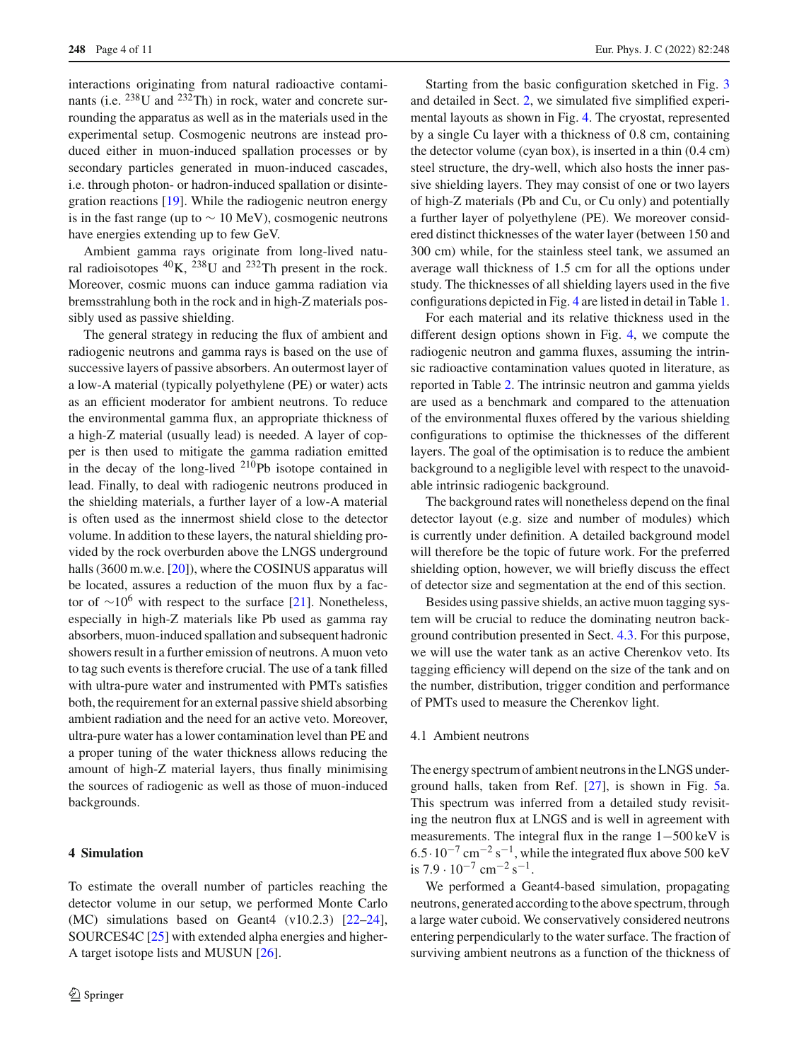interactions originating from natural radioactive contaminants (i.e. $^{238}$U and $^{232}$Th) in rock, water and concrete surrounding the apparatus as well as in the materials used in the experimental setup. Cosmogenic neutrons are instead produced either in muon-induced spallation processes or by secondary particles generated in muon-induced cascades, i.e. through photon- or hadron-induced spallation or disintegration reactions [19]. While the radiogenic neutron energy is in the fast range (up to $\sim$ 10 MeV), cosmogenic neutrons have energies extending up to few GeV.

Ambient gamma rays originate from long-lived natural radioisotopes $^{40}$K, $^{238}$U and $^{232}$Th present in the rock. Moreover, cosmic muons can induce gamma radiation via bremsstrahlung both in the rock and in high-Z materials possibly used as passive shielding.

The general strategy in reducing the flux of ambient and radiogenic neutrons and gamma rays is based on the use of successive layers of passive absorbers. An outermost layer of a low-A material (typically polyethylene (PE) or water) acts as an efficient moderator for ambient neutrons. To reduce the environmental gamma flux, an appropriate thickness of a high-Z material (usually lead) is needed. A layer of copper is then used to mitigate the gamma radiation emitted in the decay of the long-lived $^{210}$Pb isotope contained in lead. Finally, to deal with radiogenic neutrons produced in the shielding materials, a further layer of a low-A material is often used as the innermost shield close to the detector volume. In addition to these layers, the natural shielding provided by the rock overburden above the LNGS underground halls (3600 m.w.e. [20]), where the COSINUS apparatus will be located, assures a reduction of the muon flux by a factor of $\sim 10^6$ with respect to the surface [21]. Nonetheless, especially in high-Z materials like Pb used as gamma ray absorbers, muon-induced spallation and subsequent hadronic showers result in a further emission of neutrons. A muon veto to tag such events is therefore crucial. The use of a tank filled with ultra-pure water and instrumented with PMTs satisfies both, the requirement for an external passive shield absorbing ambient radiation and the need for an active veto. Moreover, ultra-pure water has a lower contamination level than PE and a proper tuning of the water thickness allows reducing the amount of high-Z material layers, thus finally minimising the sources of radiogenic as well as those of muon-induced backgrounds.

## 4 Simulation

To estimate the overall number of particles reaching the detector volume in our setup, we performed Monte Carlo (MC) simulations based on Geant4 (v10.2.3) [22–24], SOURCES4C [25] with extended alpha energies and higher-A target isotope lists and MUSUN [26].

Starting from the basic configuration sketched in Fig. 3 and detailed in Sect. 2, we simulated five simplified experimental layouts as shown in Fig. 4. The cryostat, represented by a single Cu layer with a thickness of 0.8 cm, containing the detector volume (cyan box), is inserted in a thin (0.4 cm) steel structure, the dry-well, which also hosts the inner passive shielding layers. They may consist of one or two layers of high-Z materials (Pb and Cu, or Cu only) and potentially a further layer of polyethylene (PE). We moreover considered distinct thicknesses of the water layer (between 150 and 300 cm) while, for the stainless steel tank, we assumed an average wall thickness of 1.5 cm for all the options under study. The thicknesses of all shielding layers used in the five configurations depicted in Fig. 4 are listed in detail in Table 1.

For each material and its relative thickness used in the different design options shown in Fig. 4, we compute the radiogenic neutron and gamma fluxes, assuming the intrinsic radioactive contamination values quoted in literature, as reported in Table 2. The intrinsic neutron and gamma yields are used as a benchmark and compared to the attenuation of the environmental fluxes offered by the various shielding configurations to optimise the thicknesses of the different layers. The goal of the optimisation is to reduce the ambient background to a negligible level with respect to the unavoidable intrinsic radiogenic background.

The background rates will nonetheless depend on the final detector layout (e.g. size and number of modules) which is currently under definition. A detailed background model will therefore be the topic of future work. For the preferred shielding option, however, we will briefly discuss the effect of detector size and segmentation at the end of this section.

Besides using passive shields, an active muon tagging system will be crucial to reduce the dominating neutron background contribution presented in Sect. 4.3. For this purpose, we will use the water tank as an active Cherenkov veto. Its tagging efficiency will depend on the size of the tank and on the number, distribution, trigger condition and performance of PMTs used to measure the Cherenkov light.

### 4.1 Ambient neutrons

The energy spectrum of ambient neutrons in the LNGS underground halls, taken from Ref. [27], is shown in Fig. 5a. This spectrum was inferred from a detailed study revisiting the neutron flux at LNGS and is well in agreement with measurements. The integral flux in the range 1−500 keV is $6.5 \cdot 10^{-7}$ cm$^{-2}$ s$^{-1}$, while the integrated flux above 500 keV is $7.9 \cdot 10^{-7}$ cm$^{-2}$ s$^{-1}$.

We performed a Geant4-based simulation, propagating neutrons, generated according to the above spectrum, through a large water cuboid. We conservatively considered neutrons entering perpendicularly to the water surface. The fraction of surviving ambient neutrons as a function of the thickness of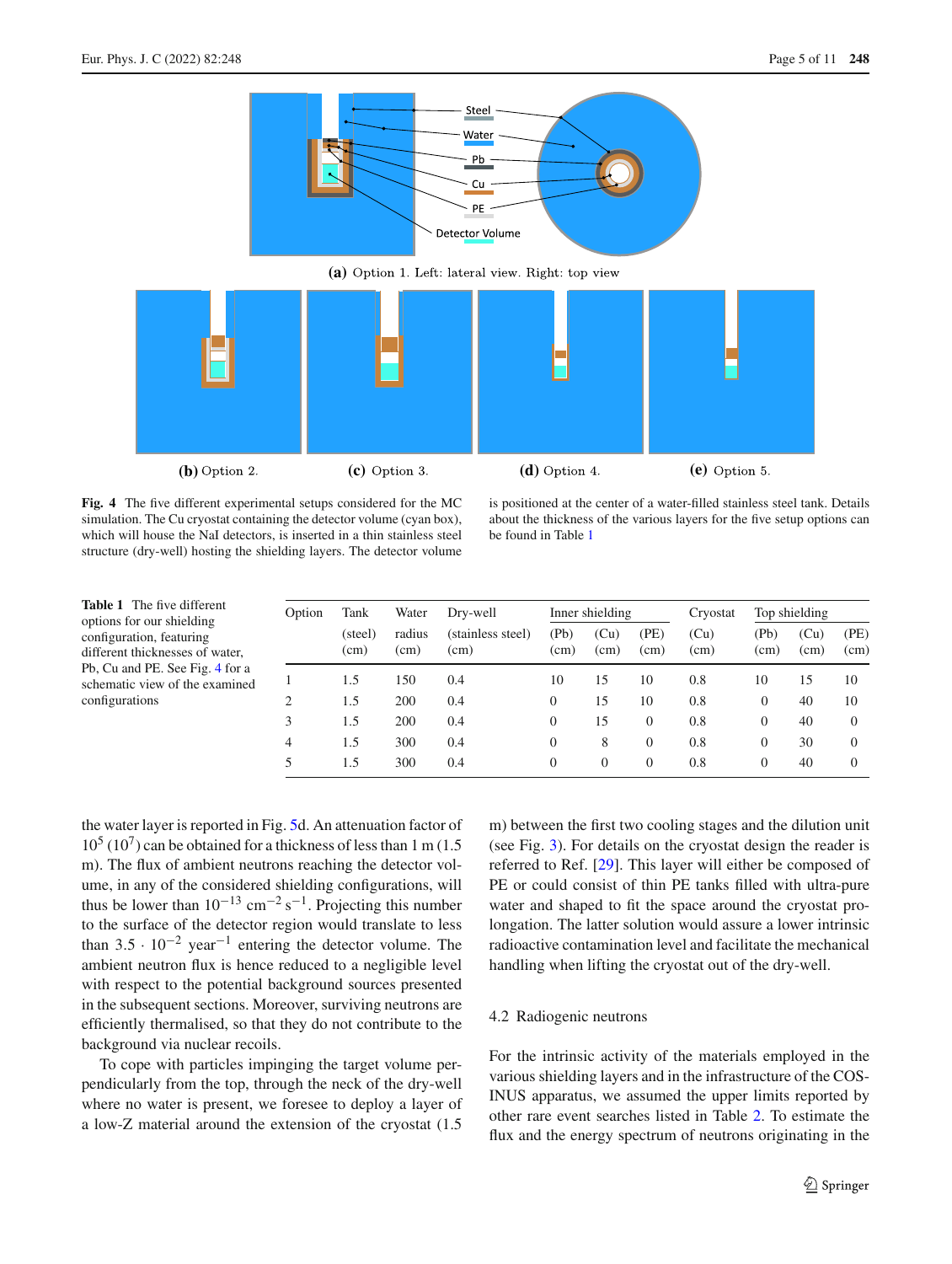Steel

Water

Pb

Cu

PE

Detector Volume

**(a)** Option 1. Left: lateral view. Right: top view

**(b)** Option 2.

**(c)** Option 3.

**(d)** Option 4.

**(e)** Option 5.

**Fig. 4** The five different experimental setups considered for the MC simulation. The Cu cryostat containing the detector volume (cyan box), which will house the NaI detectors, is inserted in a thin stainless steel structure (dry-well) hosting the shielding layers. The detector volume is positioned at the center of a water-filled stainless steel tank. Details about the thickness of the various layers for the five setup options can be found in Table 1

**Table 1** The five different options for our shielding configuration, featuring different thicknesses of water, Pb, Cu and PE. See Fig. 4 for a schematic view of the examined configurations

| Option | Tank | Water | Dry-well | Inner shielding | | | Cryostat | Top shielding | | |
|---|---|---|---|---|---|---|---|---|---|---|
| | (steel) (cm) | radius (cm) | (stainless steel) (cm) | (Pb) (cm) | (Cu) (cm) | (PE) (cm) | (Cu) (cm) | (Pb) (cm) | (Cu) (cm) | (PE) (cm) |
| 1 | 1.5 | 150 | 0.4 | 10 | 15 | 10 | 0.8 | 10 | 15 | 10 |
| 2 | 1.5 | 200 | 0.4 | 0 | 15 | 10 | 0.8 | 0 | 40 | 10 |
| 3 | 1.5 | 200 | 0.4 | 0 | 15 | 0 | 0.8 | 0 | 40 | 0 |
| 4 | 1.5 | 300 | 0.4 | 0 | 8 | 0 | 0.8 | 0 | 30 | 0 |
| 5 | 1.5 | 300 | 0.4 | 0 | 0 | 0 | 0.8 | 0 | 40 | 0 |

the water layer is reported in Fig. 5d. An attenuation factor of $10^5$ ($10^7$) can be obtained for a thickness of less than 1 m (1.5 m). The flux of ambient neutrons reaching the detector volume, in any of the considered shielding configurations, will thus be lower than $10^{-13}$ cm$^{-2}$ s$^{-1}$. Projecting this number to the surface of the detector region would translate to less than $3.5 \cdot 10^{-2}$ year$^{-1}$ entering the detector volume. The ambient neutron flux is hence reduced to a negligible level with respect to the potential background sources presented in the subsequent sections. Moreover, surviving neutrons are efficiently thermalised, so that they do not contribute to the background via nuclear recoils.

To cope with particles impinging the target volume perpendicularly from the top, through the neck of the dry-well where no water is present, we foresee to deploy a layer of a low-Z material around the extension of the cryostat (1.5 m) between the first two cooling stages and the dilution unit (see Fig. 3). For details on the cryostat design the reader is referred to Ref. [29]. This layer will either be composed of PE or could consist of thin PE tanks filled with ultra-pure water and shaped to fit the space around the cryostat prolongation. The latter solution would assure a lower intrinsic radioactive contamination level and facilitate the mechanical handling when lifting the cryostat out of the dry-well.

### 4.2 Radiogenic neutrons

For the intrinsic activity of the materials employed in the various shielding layers and in the infrastructure of the COSINUS apparatus, we assumed the upper limits reported by other rare event searches listed in Table 2. To estimate the flux and the energy spectrum of neutrons originating in the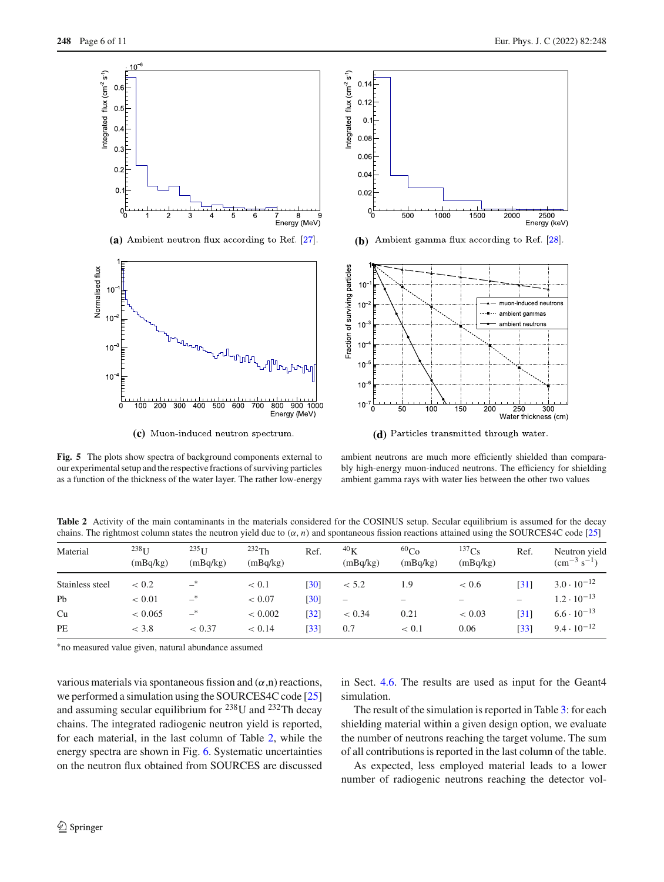$10^{-6}$
Integrated flux ($cm^{-2}$ $s^{-1}$)
0
0.1
0.2
0.3
0.4
0.5
0.6
0 1 2 3 4 5 6 7 8 9
Energy (MeV)

**(a)** Ambient neutron flux according to Ref. [27].

Integrated flux ($cm^{-2}$ $s^{-1}$)
0
0.02
0.04
0.06
0.08
0.1
0.12
0.14
0 500 1000 1500 2000 2500
Energy (keV)

**(b)** Ambient gamma flux according to Ref. [28].

Normalised flux
$10^{-4}$
$10^{-3}$
$10^{-2}$
$10^{-1}$
1
0 100 200 300 400 500 600 700 800 900 1000
Energy (MeV)

**(c)** Muon-induced neutron spectrum.

Fraction of surviving particles
$10^{-7}$
$10^{-6}$
$10^{-5}$
$10^{-4}$
$10^{-3}$
$10^{-2}$
$10^{-1}$
1
0 50 100 150 200 250 300
Water thickness (cm)
muon-induced neutrons
ambient gammas
ambient neutrons

**(d)** Particles transmitted through water.

**Fig. 5** The plots show spectra of background components external to our experimental setup and the respective fractions of surviving particles as a function of the thickness of the water layer. The rather low-energy ambient neutrons are much more efficiently shielded than comparably high-energy muon-induced neutrons. The efficiency for shielding ambient gamma rays with water lies between the other two values

**Table 2** Activity of the main contaminants in the materials considered for the COSINUS setup. Secular equilibrium is assumed for the decay chains. The rightmost column states the neutron yield due to ($\alpha$, $n$) and spontaneous fission reactions attained using the SOURCES4C code [25]

| Material | $^{238}$U (mBq/kg) | $^{235}$U (mBq/kg) | $^{232}$Th (mBq/kg) | Ref. | $^{40}$K (mBq/kg) | $^{60}$Co (mBq/kg) | $^{137}$Cs (mBq/kg) | Ref. | Neutron yield ($cm^{-3}$ $s^{-1}$) |
|---|---|---|---|---|---|---|---|---|---|
| Stainless steel | < 0.2 | –* | < 0.1 | [30] | < 5.2 | 1.9 | < 0.6 | [31] | $3.0 \cdot 10^{-12}$ |
| Pb | < 0.01 | –* | < 0.07 | [30] | – | – | – | – | $1.2 \cdot 10^{-13}$ |
| Cu | < 0.065 | –* | < 0.002 | [32] | < 0.34 | 0.21 | < 0.03 | [31] | $6.6 \cdot 10^{-13}$ |
| PE | < 3.8 | < 0.37 | < 0.14 | [33] | 0.7 | < 0.1 | 0.06 | [33] | $9.4 \cdot 10^{-12}$ |

*no measured value given, natural abundance assumed

various materials via spontaneous fission and ($\alpha$,n) reactions, we performed a simulation using the SOURCES4C code [25] and assuming secular equilibrium for $^{238}$U and $^{232}$Th decay chains. The integrated radiogenic neutron yield is reported, for each material, in the last column of Table 2, while the energy spectra are shown in Fig. 6. Systematic uncertainties on the neutron flux obtained from SOURCES are discussed in Sect. 4.6. The results are used as input for the Geant4 simulation.

The result of the simulation is reported in Table 3: for each shielding material within a given design option, we evaluate the number of neutrons reaching the target volume. The sum of all contributions is reported in the last column of the table.

As expected, less employed material leads to a lower number of radiogenic neutrons reaching the detector vol-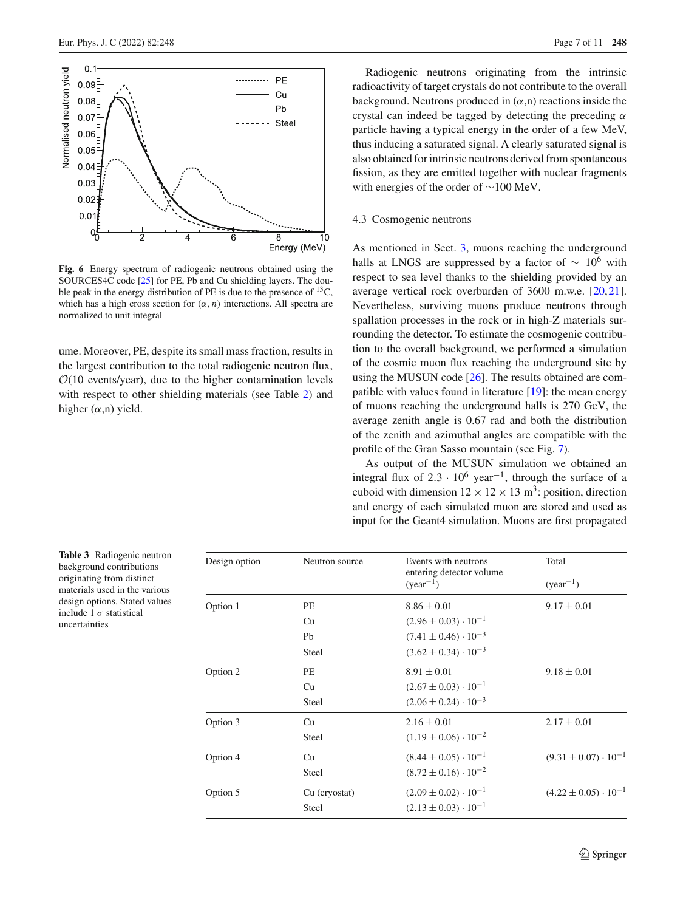Normalised neutron yield

0.1
0.09
0.08
0.07
0.06
0.05
0.04
0.03
0.02
0.01
0

0 2 4 6 8 10

Energy (MeV)

PE
Cu
Pb
Steel

**Fig. 6** Energy spectrum of radiogenic neutrons obtained using the SOURCES4C code [25] for PE, Pb and Cu shielding layers. The double peak in the energy distribution of PE is due to the presence of $^{13}$C, which has a high cross section for $(\alpha, n)$ interactions. All spectra are normalized to unit integral

ume. Moreover, PE, despite its small mass fraction, results in the largest contribution to the total radiogenic neutron flux, $\mathcal{O}$(10 events/year), due to the higher contamination levels with respect to other shielding materials (see Table 2) and higher ($\alpha$,n) yield.

Radiogenic neutrons originating from the intrinsic radioactivity of target crystals do not contribute to the overall background. Neutrons produced in ($\alpha$,n) reactions inside the crystal can indeed be tagged by detecting the preceding $\alpha$ particle having a typical energy in the order of a few MeV, thus inducing a saturated signal. A clearly saturated signal is also obtained for intrinsic neutrons derived from spontaneous fission, as they are emitted together with nuclear fragments with energies of the order of ∼100 MeV.

### 4.3 Cosmogenic neutrons

As mentioned in Sect. 3, muons reaching the underground halls at LNGS are suppressed by a factor of $\sim 10^6$ with respect to sea level thanks to the shielding provided by an average vertical rock overburden of 3600 m.w.e. [20,21]. Nevertheless, surviving muons produce neutrons through spallation processes in the rock or in high-Z materials surrounding the detector. To estimate the cosmogenic contribution to the overall background, we performed a simulation of the cosmic muon flux reaching the underground site by using the MUSUN code [26]. The results obtained are compatible with values found in literature [19]: the mean energy of muons reaching the underground halls is 270 GeV, the average zenith angle is 0.67 rad and both the distribution of the zenith and azimuthal angles are compatible with the profile of the Gran Sasso mountain (see Fig. 7).

As output of the MUSUN simulation we obtained an integral flux of $2.3 \cdot 10^6$ year$^{-1}$, through the surface of a cuboid with dimension $12 \times 12 \times 13$ m$^3$: position, direction and energy of each simulated muon are stored and used as input for the Geant4 simulation. Muons are first propagated

**Table 3** Radiogenic neutron background contributions originating from distinct materials used in the various design options. Stated values include 1 $\sigma$ statistical uncertainties

| Design option | Neutron source | Events with neutrons entering detector volume (year$^{-1}$) | Total (year$^{-1}$) |
|---|---|---|---|
| Option 1 | PE | $8.86 \pm 0.01$ | $9.17 \pm 0.01$ |
| | Cu | $(2.96 \pm 0.03) \cdot 10^{-1}$ | |
| | Pb | $(7.41 \pm 0.46) \cdot 10^{-3}$ | |
| | Steel | $(3.62 \pm 0.34) \cdot 10^{-3}$ | |
| Option 2 | PE | $8.91 \pm 0.01$ | $9.18 \pm 0.01$ |
| | Cu | $(2.67 \pm 0.03) \cdot 10^{-1}$ | |
| | Steel | $(2.06 \pm 0.24) \cdot 10^{-3}$ | |
| Option 3 | Cu | $2.16 \pm 0.01$ | $2.17 \pm 0.01$ |
| | Steel | $(1.19 \pm 0.06) \cdot 10^{-2}$ | |
| Option 4 | Cu | $(8.44 \pm 0.05) \cdot 10^{-1}$ | $(9.31 \pm 0.07) \cdot 10^{-1}$ |
| | Steel | $(8.72 \pm 0.16) \cdot 10^{-2}$ | |
| Option 5 | Cu (cryostat) | $(2.09 \pm 0.02) \cdot 10^{-1}$ | $(4.22 \pm 0.05) \cdot 10^{-1}$ |
| | Steel | $(2.13 \pm 0.03) \cdot 10^{-1}$ | |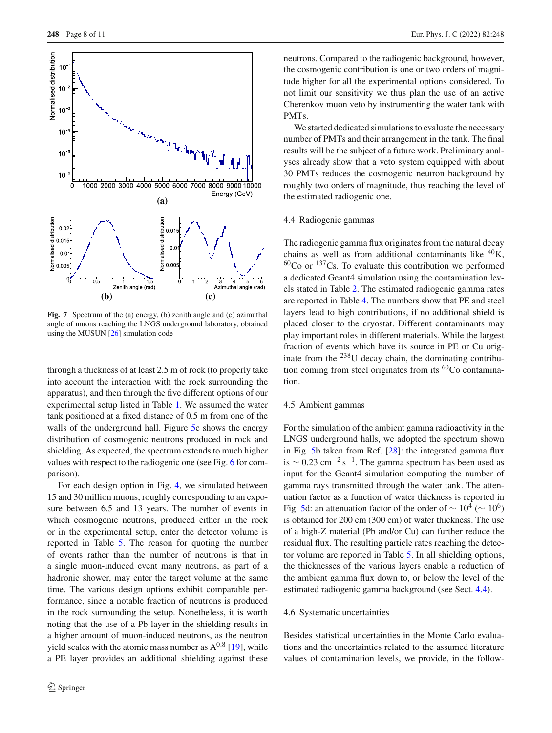Normalised distribution

$10^{-1}$ $10^{-2}$ $10^{-3}$ $10^{-4}$ $10^{-5}$ $10^{-6}$

0 1000 2000 3000 4000 5000 6000 7000 8000 9000 10000

Energy (GeV)

**(a)**

Normalised distribution

0 0.005 0.01 0.015 0.02

0 0.5 1 1.5

Zenith angle (rad)

**(b)**

Normalised distribution

0 0.005 0.01 0.015

0 1 2 3 4 5 6

Azimuthal angle (rad)

**(c)**

**Fig. 7** Spectrum of the (a) energy, (b) zenith angle and (c) azimuthal angle of muons reaching the LNGS underground laboratory, obtained using the MUSUN [26] simulation code

through a thickness of at least 2.5 m of rock (to properly take into account the interaction with the rock surrounding the apparatus), and then through the five different options of our experimental setup listed in Table 1. We assumed the water tank positioned at a fixed distance of 0.5 m from one of the walls of the underground hall. Figure 5c shows the energy distribution of cosmogenic neutrons produced in rock and shielding. As expected, the spectrum extends to much higher values with respect to the radiogenic one (see Fig. 6 for comparison).

For each design option in Fig. 4, we simulated between 15 and 30 million muons, roughly corresponding to an exposure between 6.5 and 13 years. The number of events in which cosmogenic neutrons, produced either in the rock or in the experimental setup, enter the detector volume is reported in Table 5. The reason for quoting the number of events rather than the number of neutrons is that in a single muon-induced event many neutrons, as part of a hadronic shower, may enter the target volume at the same time. The various design options exhibit comparable performance, since a notable fraction of neutrons is produced in the rock surrounding the setup. Nonetheless, it is worth noting that the use of a Pb layer in the shielding results in a higher amount of muon-induced neutrons, as the neutron yield scales with the atomic mass number as $A^{0.8}$ [19], while a PE layer provides an additional shielding against these neutrons. Compared to the radiogenic background, however, the cosmogenic contribution is one or two orders of magnitude higher for all the experimental options considered. To not limit our sensitivity we thus plan the use of an active Cherenkov muon veto by instrumenting the water tank with PMTs.

We started dedicated simulations to evaluate the necessary number of PMTs and their arrangement in the tank. The final results will be the subject of a future work. Preliminary analyses already show that a veto system equipped with about 30 PMTs reduces the cosmogenic neutron background by roughly two orders of magnitude, thus reaching the level of the estimated radiogenic one.

### 4.4 Radiogenic gammas

The radiogenic gamma flux originates from the natural decay chains as well as from additional contaminants like $^{40}$K, $^{60}$Co or $^{137}$Cs. To evaluate this contribution we performed a dedicated Geant4 simulation using the contamination levels stated in Table 2. The estimated radiogenic gamma rates are reported in Table 4. The numbers show that PE and steel layers lead to high contributions, if no additional shield is placed closer to the cryostat. Different contaminants may play important roles in different materials. While the largest fraction of events which have its source in PE or Cu originate from the $^{238}$U decay chain, the dominating contribution coming from steel originates from its $^{60}$Co contamination.

### 4.5 Ambient gammas

For the simulation of the ambient gamma radioactivity in the LNGS underground halls, we adopted the spectrum shown in Fig. 5b taken from Ref. [28]: the integrated gamma flux is $\sim 0.23$ cm$^{-2}$ s$^{-1}$. The gamma spectrum has been used as input for the Geant4 simulation computing the number of gamma rays transmitted through the water tank. The attenuation factor as a function of water thickness is reported in Fig. 5d: an attenuation factor of the order of $\sim 10^4$ ($\sim 10^6$) is obtained for 200 cm (300 cm) of water thickness. The use of a high-Z material (Pb and/or Cu) can further reduce the residual flux. The resulting particle rates reaching the detector volume are reported in Table 5. In all shielding options, the thicknesses of the various layers enable a reduction of the ambient gamma flux down to, or below the level of the estimated radiogenic gamma background (see Sect. 4.4).

### 4.6 Systematic uncertainties

Besides statistical uncertainties in the Monte Carlo evaluations and the uncertainties related to the assumed literature values of contamination levels, we provide, in the follow-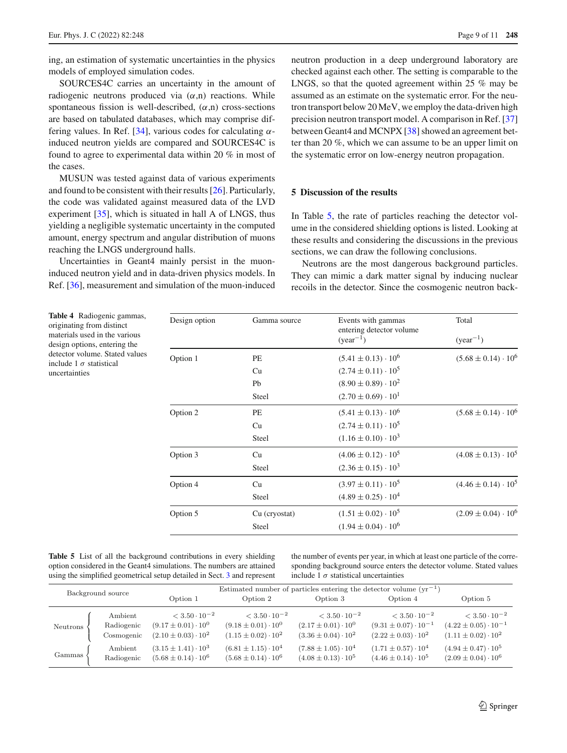ing, an estimation of systematic uncertainties in the physics models of employed simulation codes.

SOURCES4C carries an uncertainty in the amount of radiogenic neutrons produced via ($\alpha$,n) reactions. While spontaneous fission is well-described, ($\alpha$,n) cross-sections are based on tabulated databases, which may comprise differing values. In Ref. [34], various codes for calculating $\alpha$-induced neutron yields are compared and SOURCES4C is found to agree to experimental data within 20 % in most of the cases.

MUSUN was tested against data of various experiments and found to be consistent with their results [26]. Particularly, the code was validated against measured data of the LVD experiment [35], which is situated in hall A of LNGS, thus yielding a negligible systematic uncertainty in the computed amount, energy spectrum and angular distribution of muons reaching the LNGS underground halls.

Uncertainties in Geant4 mainly persist in the muon-induced neutron yield and in data-driven physics models. In Ref. [36], measurement and simulation of the muon-induced neutron production in a deep underground laboratory are checked against each other. The setting is comparable to the LNGS, so that the quoted agreement within 25 % may be assumed as an estimate on the systematic error. For the neutron transport below 20 MeV, we employ the data-driven high precision neutron transport model. A comparison in Ref. [37] between Geant4 and MCNPX [38] showed an agreement better than 20 %, which we can assume to be an upper limit on the systematic error on low-energy neutron propagation.

## 5 Discussion of the results

In Table 5, the rate of particles reaching the detector volume in the considered shielding options is listed. Looking at these results and considering the discussions in the previous sections, we can draw the following conclusions.

Neutrons are the most dangerous background particles. They can mimic a dark matter signal by inducing nuclear recoils in the detector. Since the cosmogenic neutron back-

**Table 4** Radiogenic gammas, originating from distinct materials used in the various design options, entering the detector volume. Stated values include 1 $\sigma$ statistical uncertainties

| Design option | Gamma source | Events with gammas entering detector volume (year$^{-1}$) | Total (year$^{-1}$) |
|---|---|---|---|
| Option 1 | PE | $(5.41 \pm 0.13) \cdot 10^6$ | $(5.68 \pm 0.14) \cdot 10^6$ |
| | Cu | $(2.74 \pm 0.11) \cdot 10^5$ | |
| | Pb | $(8.90 \pm 0.89) \cdot 10^2$ | |
| | Steel | $(2.70 \pm 0.69) \cdot 10^1$ | |
| Option 2 | PE | $(5.41 \pm 0.13) \cdot 10^6$ | $(5.68 \pm 0.14) \cdot 10^6$ |
| | Cu | $(2.74 \pm 0.11) \cdot 10^5$ | |
| | Steel | $(1.16 \pm 0.10) \cdot 10^3$ | |
| Option 3 | Cu | $(4.06 \pm 0.12) \cdot 10^5$ | $(4.08 \pm 0.13) \cdot 10^5$ |
| | Steel | $(2.36 \pm 0.15) \cdot 10^3$ | |
| Option 4 | Cu | $(3.97 \pm 0.11) \cdot 10^5$ | $(4.46 \pm 0.14) \cdot 10^5$ |
| | Steel | $(4.89 \pm 0.25) \cdot 10^4$ | |
| Option 5 | Cu (cryostat) | $(1.51 \pm 0.02) \cdot 10^5$ | $(2.09 \pm 0.04) \cdot 10^6$ |
| | Steel | $(1.94 \pm 0.04) \cdot 10^6$ | |

**Table 5** List of all the background contributions in every shielding option considered in the Geant4 simulations. The numbers are attained using the simplified geometrical setup detailed in Sect. 3 and represent the number of events per year, in which at least one particle of the corresponding background source enters the detector volume. Stated values include 1 $\sigma$ statistical uncertainties

| Background source | | Estimated number of particles entering the detector volume (yr$^{-1}$) | | | | |
|---|---|---|---|---|---|---|
| | | Option 1 | Option 2 | Option 3 | Option 4 | Option 5 |
| Neutrons | Ambient | $< 3.50 \cdot 10^{-2}$ | $< 3.50 \cdot 10^{-2}$ | $< 3.50 \cdot 10^{-2}$ | $< 3.50 \cdot 10^{-2}$ | $< 3.50 \cdot 10^{-2}$ |
| | Radiogenic | $(9.17 \pm 0.01) \cdot 10^0$ | $(9.18 \pm 0.01) \cdot 10^0$ | $(2.17 \pm 0.01) \cdot 10^0$ | $(9.31 \pm 0.07) \cdot 10^{-1}$ | $(4.22 \pm 0.05) \cdot 10^{-1}$ |
| | Cosmogenic | $(2.10 \pm 0.03) \cdot 10^2$ | $(1.15 \pm 0.02) \cdot 10^2$ | $(3.36 \pm 0.04) \cdot 10^2$ | $(2.22 \pm 0.03) \cdot 10^2$ | $(1.11 \pm 0.02) \cdot 10^2$ |
| Gammas | Ambient | $(3.15 \pm 1.41) \cdot 10^3$ | $(6.81 \pm 1.15) \cdot 10^4$ | $(7.88 \pm 1.05) \cdot 10^4$ | $(1.71 \pm 0.57) \cdot 10^4$ | $(4.94 \pm 0.47) \cdot 10^5$ |
| | Radiogenic | $(5.68 \pm 0.14) \cdot 10^6$ | $(5.68 \pm 0.14) \cdot 10^6$ | $(4.08 \pm 0.13) \cdot 10^5$ | $(4.46 \pm 0.14) \cdot 10^5$ | $(2.09 \pm 0.04) \cdot 10^6$ |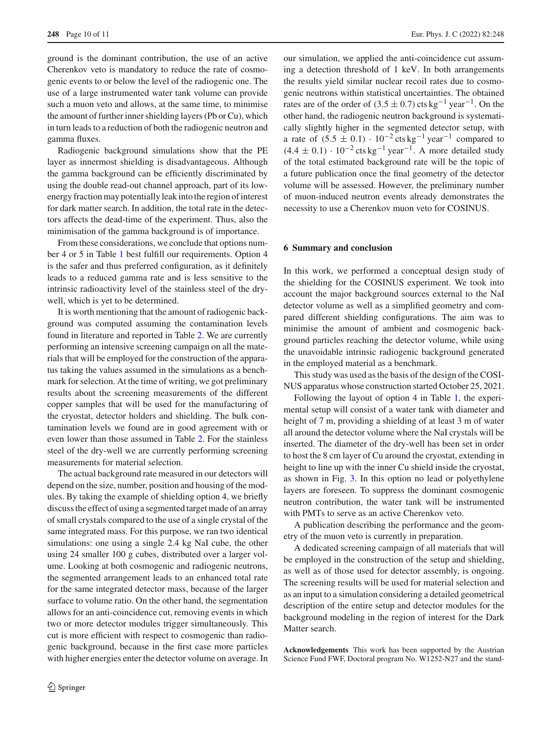ground is the dominant contribution, the use of an active Cherenkov veto is mandatory to reduce the rate of cosmogenic events to or below the level of the radiogenic one. The use of a large instrumented water tank volume can provide such a muon veto and allows, at the same time, to minimise the amount of further inner shielding layers (Pb or Cu), which in turn leads to a reduction of both the radiogenic neutron and gamma fluxes.

Radiogenic background simulations show that the PE layer as innermost shielding is disadvantageous. Although the gamma background can be efficiently discriminated by using the double read-out channel approach, part of its low-energy fraction may potentially leak into the region of interest for dark matter search. In addition, the total rate in the detectors affects the dead-time of the experiment. Thus, also the minimisation of the gamma background is of importance.

From these considerations, we conclude that options number 4 or 5 in Table 1 best fulfill our requirements. Option 4 is the safer and thus preferred configuration, as it definitely leads to a reduced gamma rate and is less sensitive to the intrinsic radioactivity level of the stainless steel of the dry-well, which is yet to be determined.

It is worth mentioning that the amount of radiogenic background was computed assuming the contamination levels found in literature and reported in Table 2. We are currently performing an intensive screening campaign on all the materials that will be employed for the construction of the apparatus taking the values assumed in the simulations as a benchmark for selection. At the time of writing, we got preliminary results about the screening measurements of the different copper samples that will be used for the manufacturing of the cryostat, detector holders and shielding. The bulk contamination levels we found are in good agreement with or even lower than those assumed in Table 2. For the stainless steel of the dry-well we are currently performing screening measurements for material selection.

The actual background rate measured in our detectors will depend on the size, number, position and housing of the modules. By taking the example of shielding option 4, we briefly discuss the effect of using a segmented target made of an array of small crystals compared to the use of a single crystal of the same integrated mass. For this purpose, we ran two identical simulations: one using a single 2.4 kg NaI cube, the other using 24 smaller 100 g cubes, distributed over a larger volume. Looking at both cosmogenic and radiogenic neutrons, the segmented arrangement leads to an enhanced total rate for the same integrated detector mass, because of the larger surface to volume ratio. On the other hand, the segmentation allows for an anti-coincidence cut, removing events in which two or more detector modules trigger simultaneously. This cut is more efficient with respect to cosmogenic than radiogenic background, because in the first case more particles with higher energies enter the detector volume on average. In our simulation, we applied the anti-coincidence cut assuming a detection threshold of 1 keV. In both arrangements the results yield similar nuclear recoil rates due to cosmogenic neutrons within statistical uncertainties. The obtained rates are of the order of $(3.5 \pm 0.7)\,\mathrm{cts\,kg^{-1}\,year^{-1}}$. On the other hand, the radiogenic neutron background is systematically slightly higher in the segmented detector setup, with a rate of $(5.5 \pm 0.1) \cdot 10^{-2}\,\mathrm{cts\,kg^{-1}\,year^{-1}}$ compared to $(4.4 \pm 0.1) \cdot 10^{-2}\,\mathrm{cts\,kg^{-1}\,year^{-1}}$. A more detailed study of the total estimated background rate will be the topic of a future publication once the final geometry of the detector volume will be assessed. However, the preliminary number of muon-induced neutron events already demonstrates the necessity to use a Cherenkov muon veto for COSINUS.

## 6 Summary and conclusion

In this work, we performed a conceptual design study of the shielding for the COSINUS experiment. We took into account the major background sources external to the NaI detector volume as well as a simplified geometry and compared different shielding configurations. The aim was to minimise the amount of ambient and cosmogenic background particles reaching the detector volume, while using the unavoidable intrinsic radiogenic background generated in the employed material as a benchmark.

This study was used as the basis of the design of the COSINUS apparatus whose construction started October 25, 2021.

Following the layout of option 4 in Table 1, the experimental setup will consist of a water tank with diameter and height of 7 m, providing a shielding of at least 3 m of water all around the detector volume where the NaI crystals will be inserted. The diameter of the dry-well has been set in order to host the 8 cm layer of Cu around the cryostat, extending in height to line up with the inner Cu shield inside the cryostat, as shown in Fig. 3. In this option no lead or polyethylene layers are foreseen. To suppress the dominant cosmogenic neutron contribution, the water tank will be instrumented with PMTs to serve as an active Cherenkov veto.

A publication describing the performance and the geometry of the muon veto is currently in preparation.

A dedicated screening campaign of all materials that will be employed in the construction of the setup and shielding, as well as of those used for detector assembly, is ongoing. The screening results will be used for material selection and as an input to a simulation considering a detailed geometrical description of the entire setup and detector modules for the background modeling in the region of interest for the Dark Matter search.

**Acknowledgements** This work has been supported by the Austrian Science Fund FWF, Doctoral program No. W1252-N27 and the stand-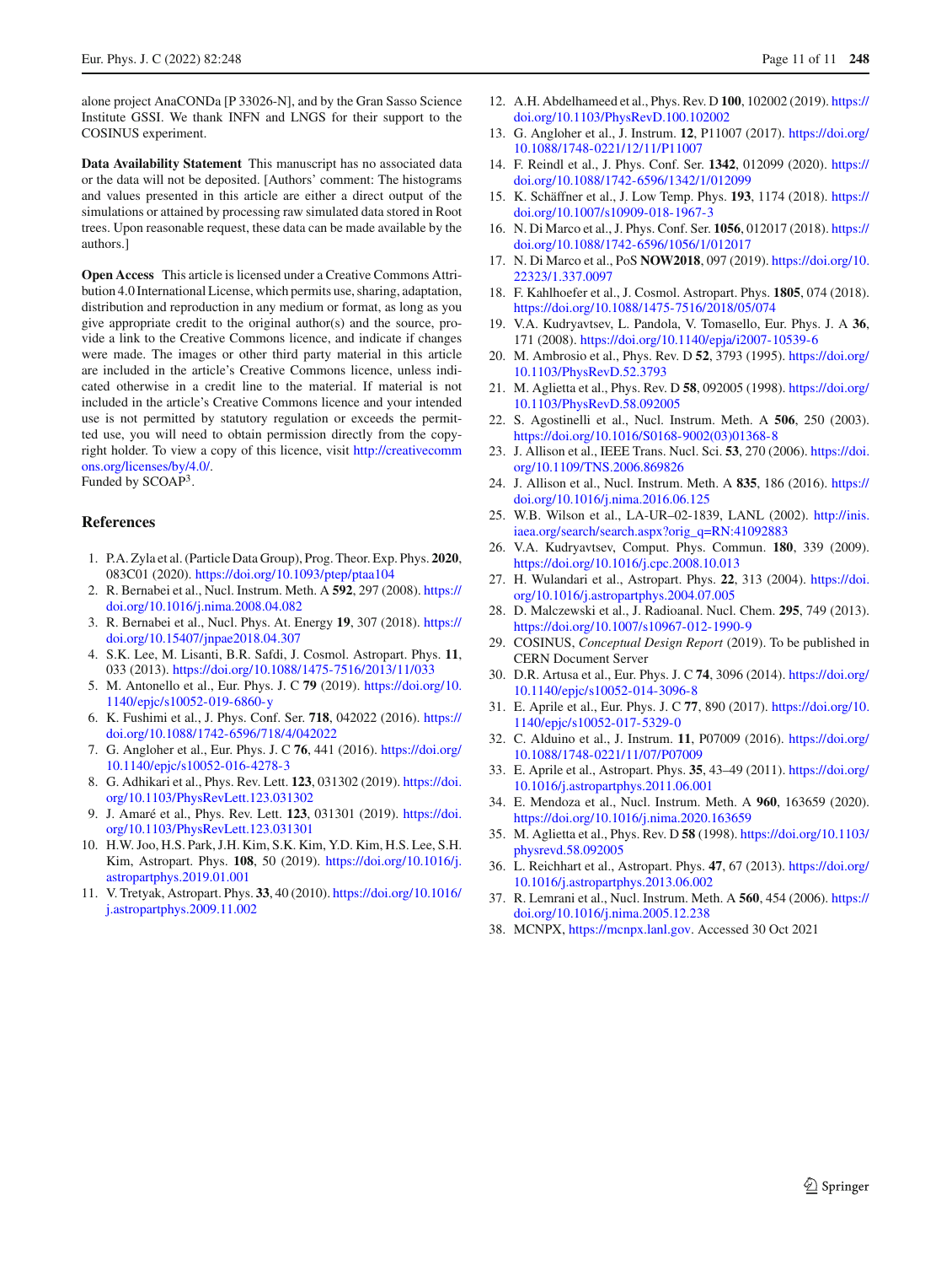alone project AnaCONDa [P 33026-N], and by the Gran Sasso Science Institute GSSI. We thank INFN and LNGS for their support to the COSINUS experiment.

**Data Availability Statement** This manuscript has no associated data or the data will not be deposited. [Authors' comment: The histograms and values presented in this article are either a direct output of the simulations or attained by processing raw simulated data stored in Root trees. Upon reasonable request, these data can be made available by the authors.]

**Open Access** This article is licensed under a Creative Commons Attribution 4.0 International License, which permits use, sharing, adaptation, distribution and reproduction in any medium or format, as long as you give appropriate credit to the original author(s) and the source, provide a link to the Creative Commons licence, and indicate if changes were made. The images or other third party material in this article are included in the article's Creative Commons licence, unless indicated otherwise in a credit line to the material. If material is not included in the article's Creative Commons licence and your intended use is not permitted by statutory regulation or exceeds the permitted use, you will need to obtain permission directly from the copyright holder. To view a copy of this licence, visit http://creativecommons.org/licenses/by/4.0/.
Funded by SCOAP[3].

## References

1. P.A. Zyla et al. (Particle Data Group), Prog. Theor. Exp. Phys. **2020**, 083C01 (2020). https://doi.org/10.1093/ptep/ptaa104
2. R. Bernabei et al., Nucl. Instrum. Meth. A **592**, 297 (2008). https://doi.org/10.1016/j.nima.2008.04.082
3. R. Bernabei et al., Nucl. Phys. At. Energy **19**, 307 (2018). https://doi.org/10.15407/jnpae2018.04.307
4. S.K. Lee, M. Lisanti, B.R. Safdi, J. Cosmol. Astropart. Phys. **11**, 033 (2013). https://doi.org/10.1088/1475-7516/2013/11/033
5. M. Antonello et al., Eur. Phys. J. C **79** (2019). https://doi.org/10.1140/epjc/s10052-019-6860-y
6. K. Fushimi et al., J. Phys. Conf. Ser. **718**, 042022 (2016). https://doi.org/10.1088/1742-6596/718/4/042022
7. G. Angloher et al., Eur. Phys. J. C **76**, 441 (2016). https://doi.org/10.1140/epjc/s10052-016-4278-3
8. G. Adhikari et al., Phys. Rev. Lett. **123**, 031302 (2019). https://doi.org/10.1103/PhysRevLett.123.031302
9. J. Amaré et al., Phys. Rev. Lett. **123**, 031301 (2019). https://doi.org/10.1103/PhysRevLett.123.031301
10. H.W. Joo, H.S. Park, J.H. Kim, S.K. Kim, Y.D. Kim, H.S. Lee, S.H. Kim, Astropart. Phys. **108**, 50 (2019). https://doi.org/10.1016/j.astropartphys.2019.01.001
11. V. Tretyak, Astropart. Phys. **33**, 40 (2010). https://doi.org/10.1016/j.astropartphys.2009.11.002
12. A.H. Abdelhameed et al., Phys. Rev. D **100**, 102002 (2019). https://doi.org/10.1103/PhysRevD.100.102002
13. G. Angloher et al., J. Instrum. **12**, P11007 (2017). https://doi.org/10.1088/1748-0221/12/11/P11007
14. F. Reindl et al., J. Phys. Conf. Ser. **1342**, 012099 (2020). https://doi.org/10.1088/1742-6596/1342/1/012099
15. K. Schäffner et al., J. Low Temp. Phys. **193**, 1174 (2018). https://doi.org/10.1007/s10909-018-1967-3
16. N. Di Marco et al., J. Phys. Conf. Ser. **1056**, 012017 (2018). https://doi.org/10.1088/1742-6596/1056/1/012017
17. N. Di Marco et al., PoS **NOW2018**, 097 (2019). https://doi.org/10.22323/1.337.0097
18. F. Kahlhoefer et al., J. Cosmol. Astropart. Phys. **1805**, 074 (2018). https://doi.org/10.1088/1475-7516/2018/05/074
19. V.A. Kudryavtsev, L. Pandola, V. Tomasello, Eur. Phys. J. A **36**, 171 (2008). https://doi.org/10.1140/epja/i2007-10539-6
20. M. Ambrosio et al., Phys. Rev. D **52**, 3793 (1995). https://doi.org/10.1103/PhysRevD.52.3793
21. M. Aglietta et al., Phys. Rev. D **58**, 092005 (1998). https://doi.org/10.1103/PhysRevD.58.092005
22. S. Agostinelli et al., Nucl. Instrum. Meth. A **506**, 250 (2003). https://doi.org/10.1016/S0168-9002(03)01368-8
23. J. Allison et al., IEEE Trans. Nucl. Sci. **53**, 270 (2006). https://doi.org/10.1109/TNS.2006.869826
24. J. Allison et al., Nucl. Instrum. Meth. A **835**, 186 (2016). https://doi.org/10.1016/j.nima.2016.06.125
25. W.B. Wilson et al., LA-UR–02-1839, LANL (2002). http://inis.iaea.org/search/search.aspx?orig_q=RN:41092883
26. V.A. Kudryavtsev, Comput. Phys. Commun. **180**, 339 (2009). https://doi.org/10.1016/j.cpc.2008.10.013
27. H. Wulandari et al., Astropart. Phys. **22**, 313 (2004). https://doi.org/10.1016/j.astropartphys.2004.07.005
28. D. Malczewski et al., J. Radioanal. Nucl. Chem. **295**, 749 (2013). https://doi.org/10.1007/s10967-012-1990-9
29. COSINUS, *Conceptual Design Report* (2019). To be published in CERN Document Server
30. D.R. Artusa et al., Eur. Phys. J. C **74**, 3096 (2014). https://doi.org/10.1140/epjc/s10052-014-3096-8
31. E. Aprile et al., Eur. Phys. J. C **77**, 890 (2017). https://doi.org/10.1140/epjc/s10052-017-5329-0
32. C. Alduino et al., J. Instrum. **11**, P07009 (2016). https://doi.org/10.1088/1748-0221/11/07/P07009
33. E. Aprile et al., Astropart. Phys. **35**, 43–49 (2011). https://doi.org/10.1016/j.astropartphys.2011.06.001
34. E. Mendoza et al., Nucl. Instrum. Meth. A **960**, 163659 (2020). https://doi.org/10.1016/j.nima.2020.163659
35. M. Aglietta et al., Phys. Rev. D **58** (1998). https://doi.org/10.1103/physrevd.58.092005
36. L. Reichhart et al., Astropart. Phys. **47**, 67 (2013). https://doi.org/10.1016/j.astropartphys.2013.06.002
37. R. Lemrani et al., Nucl. Instrum. Meth. A **560**, 454 (2006). https://doi.org/10.1016/j.nima.2005.12.238
38. MCNPX, https://mcnpx.lanl.gov. Accessed 30 Oct 2021